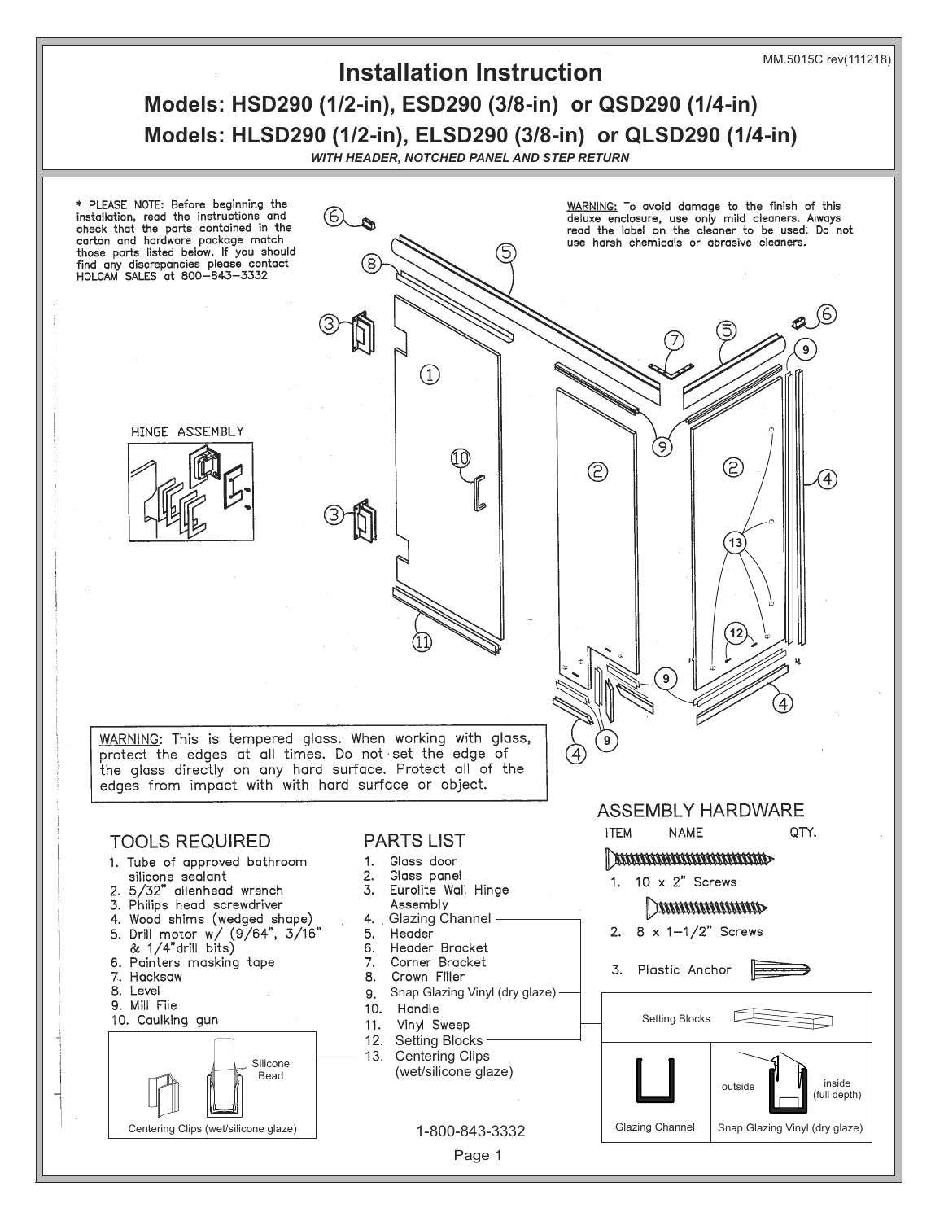MM.5015C rev(111218)

# Installation Instruction

## Models: HSD290 (1/2-in), ESD290 (3/8-in) or QSD290 (1/4-in)

## Models: HLSD290 (1/2-in), ELSD290 (3/8-in) or QLSD290 (1/4-in)

*WITH HEADER, NOTCHED PANEL AND STEP RETURN*

* PLEASE NOTE: Before beginning the installation, read the instructions and check that the parts contained in the carton and hardware package match those parts listed below. If you should find any discrepancies please contact HOLCAM SALES at 800-843-3332

WARNING: To avoid damage to the finish of this deluxe enclosure, use only mild cleaners. Always read the label on the cleaner to be used. Do not use harsh chemicals or abrasive cleaners.

HINGE ASSEMBLY

WARNING: This is tempered glass. When working with glass, protect the edges at all times. Do not set the edge of the glass directly on any hard surface. Protect all of the edges from impact with with hard surface or object.

### TOOLS REQUIRED

1. Tube of approved bathroom silicone sealant
2. 5/32" allenhead wrench
3. Philips head screwdriver
4. Wood shims (wedged shape)
5. Drill motor w/ (9/64", 3/16" & 1/4" drill bits)
6. Painters masking tape
7. Hacksaw
8. Level
9. Mill File
10. Caulking gun

Silicone Bead

Centering Clips (wet/silicone glaze)

### PARTS LIST

1. Glass door
2. Glass panel
3. Eurolite Wall Hinge Assembly
4. Glazing Channel
5. Header
6. Header Bracket
7. Corner Bracket
8. Crown Filler
9. Snap Glazing Vinyl (dry glaze)
10. Handle
11. Vinyl Sweep
12. Setting Blocks
13. Centering Clips (wet/silicone glaze)

1-800-843-3332

### ASSEMBLY HARDWARE

| ITEM | NAME | QTY. |
|---|---|---|
| 1. | 10 x 2" Screws | |
| 2. | 8 x 1-1/2" Screws | |
| 3. | Plastic Anchor | |

Setting Blocks

Glazing Channel

outside — inside (full depth)

Snap Glazing Vinyl (dry glaze)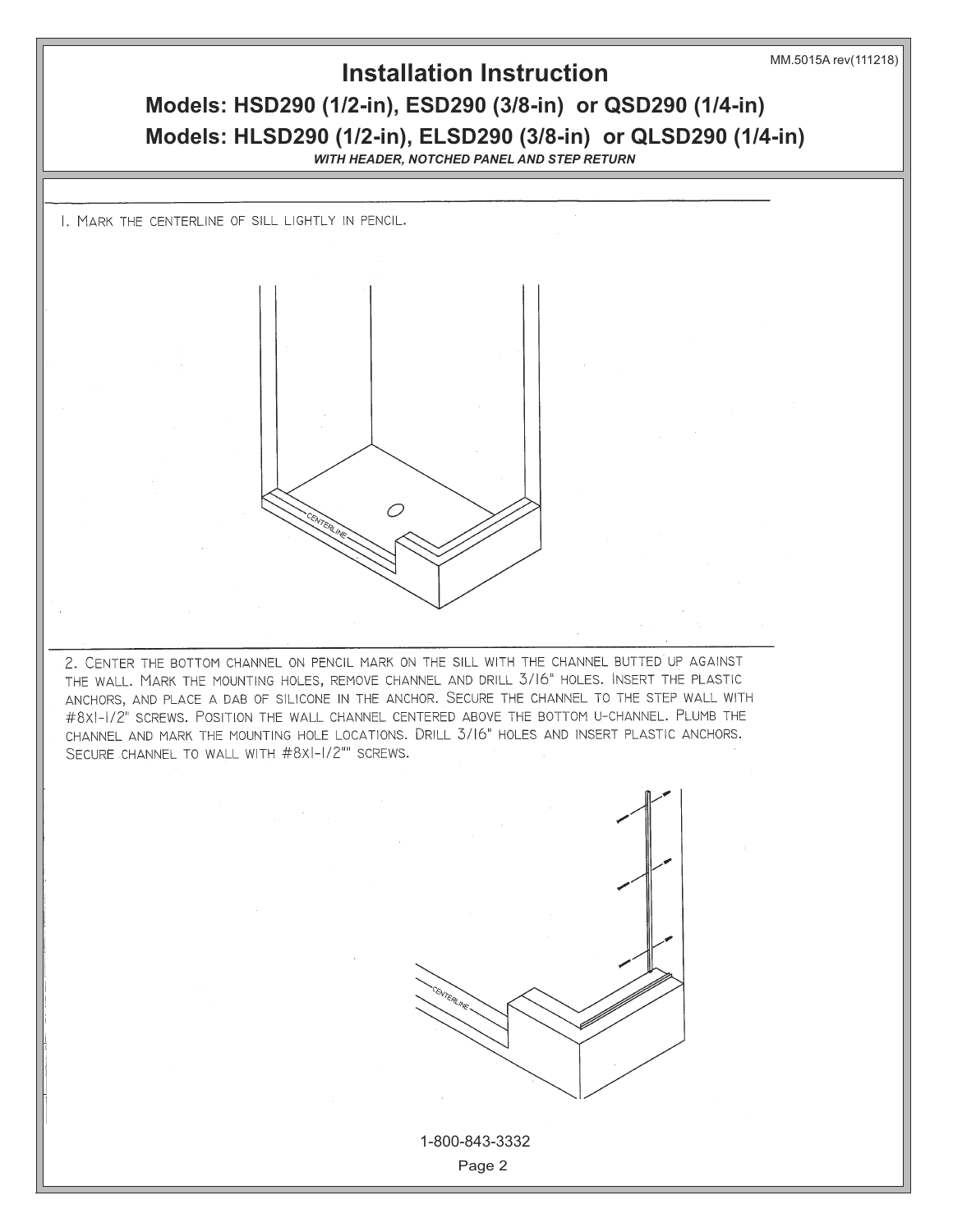MM.5015A rev(111218)

# Installation Instruction

## Models: HSD290 (1/2-in), ESD290 (3/8-in) or QSD290 (1/4-in)

## Models: HLSD290 (1/2-in), ELSD290 (3/8-in) or QLSD290 (1/4-in)

***WITH HEADER, NOTCHED PANEL AND STEP RETURN***

1. Mark the centerline of sill lightly in pencil.

CENTERLINE

2. Center the bottom channel on pencil mark on the sill with the channel butted up against the wall. Mark the mounting holes, remove channel and drill 3/16" holes. Insert the plastic anchors, and place a dab of silicone in the anchor. Secure the channel to the step wall with #8x1-1/2" screws. Position the wall channel centered above the bottom u-channel. Plumb the channel and mark the mounting hole locations. Drill 3/16" holes and insert plastic anchors. Secure channel to wall with #8x1-1/2"" screws.

CENTERLINE

1-800-843-3332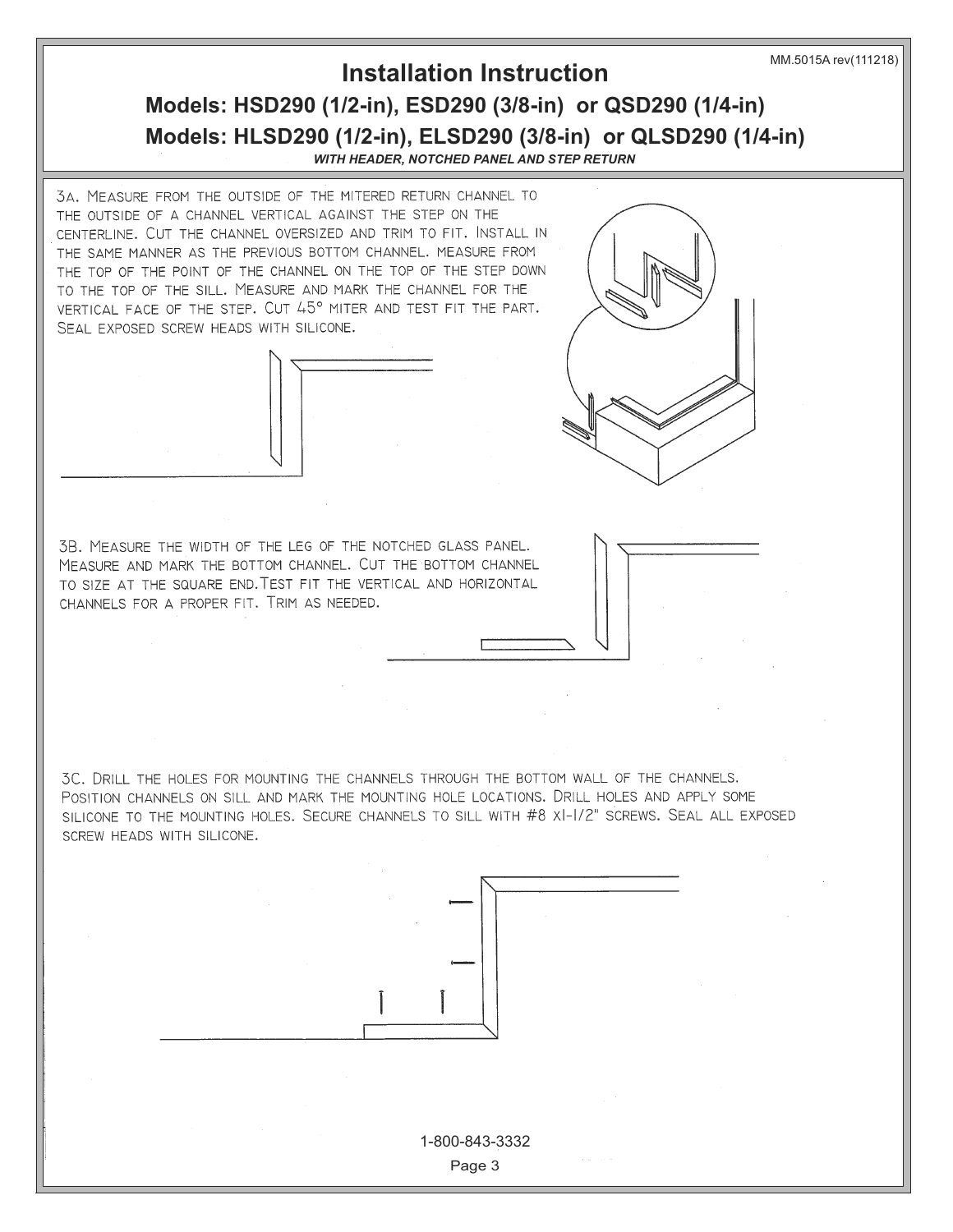# Installation Instruction

## Models: HSD290 (1/2-in), ESD290 (3/8-in) or QSD290 (1/4-in)

## Models: HLSD290 (1/2-in), ELSD290 (3/8-in) or QLSD290 (1/4-in)

***WITH HEADER, NOTCHED PANEL AND STEP RETURN***

3A. Measure from the outside of the mitered return channel to the outside of a channel vertical against the step on the centerline. Cut the channel oversized and trim to fit. Install in the same manner as the previous bottom channel. measure from the top of the point of the channel on the top of the step down to the top of the sill. Measure and mark the channel for the vertical face of the step. Cut 45° miter and test fit the part. Seal exposed screw heads with silicone.

3B. Measure the width of the leg of the notched glass panel. Measure and mark the bottom channel. Cut the bottom channel to size at the square end. Test fit the vertical and horizontal channels for a proper fit. Trim as needed.

3C. Drill the holes for mounting the channels through the bottom wall of the channels. Position channels on sill and mark the mounting hole locations. Drill holes and apply some silicone to the mounting holes. Secure channels to sill with #8 x1-1/2" screws. Seal all exposed screw heads with silicone.

1-800-843-3332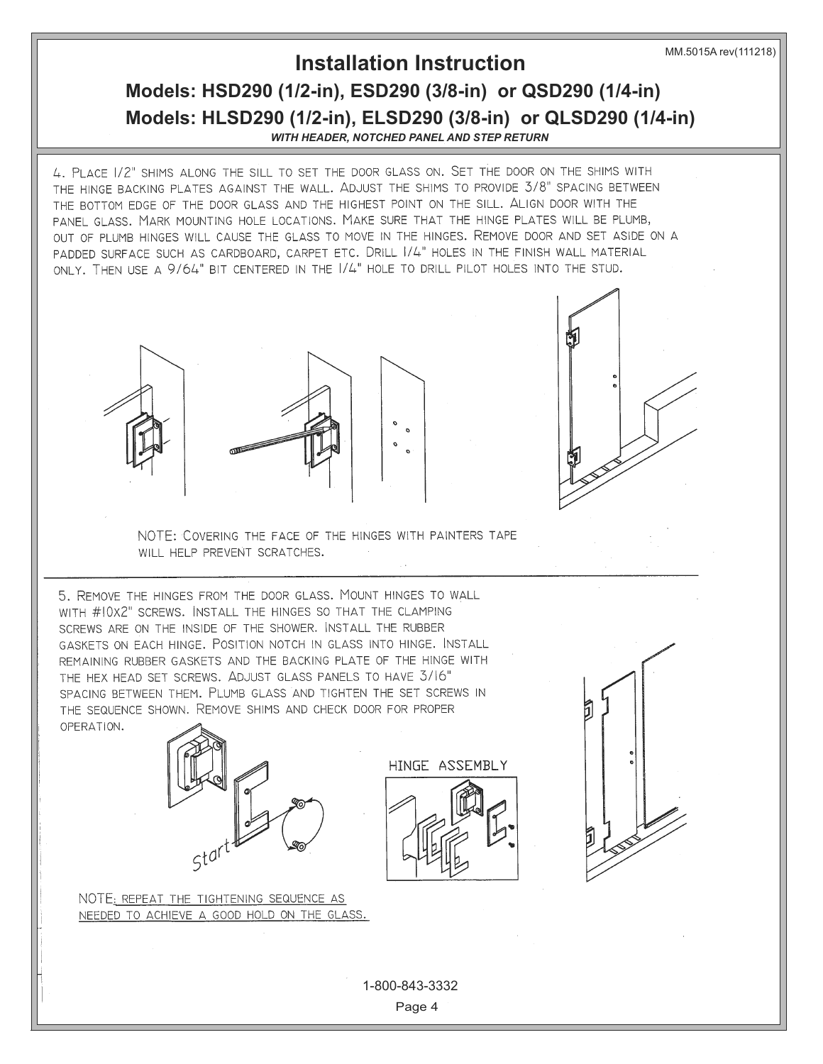# Installation Instruction

## Models: HSD290 (1/2-in), ESD290 (3/8-in) or QSD290 (1/4-in)

## Models: HLSD290 (1/2-in), ELSD290 (3/8-in) or QLSD290 (1/4-in)

***WITH HEADER, NOTCHED PANEL AND STEP RETURN***

4. Place 1/2" shims along the sill to set the door glass on. Set the door on the shims with the hinge backing plates against the wall. Adjust the shims to provide 3/8" spacing between the bottom edge of the door glass and the highest point on the sill. Align door with the panel glass. Mark mounting hole locations. Make sure that the hinge plates will be plumb, out of plumb hinges will cause the glass to move in the hinges. Remove door and set aside on a padded surface such as cardboard, carpet etc. Drill 1/4" holes in the finish wall material only. Then use a 9/64" bit centered in the 1/4" hole to drill pilot holes into the stud.

NOTE: Covering the face of the hinges with painters tape will help prevent scratches.

5. Remove the hinges from the door glass. Mount hinges to wall with #10x2" screws. Install the hinges so that the clamping screws are on the inside of the shower. Install the rubber gaskets on each hinge. Position notch in glass into hinge. Install remaining rubber gaskets and the backing plate of the hinge with the hex head set screws. Adjust glass panels to have 3/16" spacing between them. Plumb glass and tighten the set screws in the sequence shown. Remove shims and check door for proper operation.

Start

HINGE ASSEMBLY

NOTE: Repeat the tightening sequence as needed to achieve a good hold on the glass.

1-800-843-3332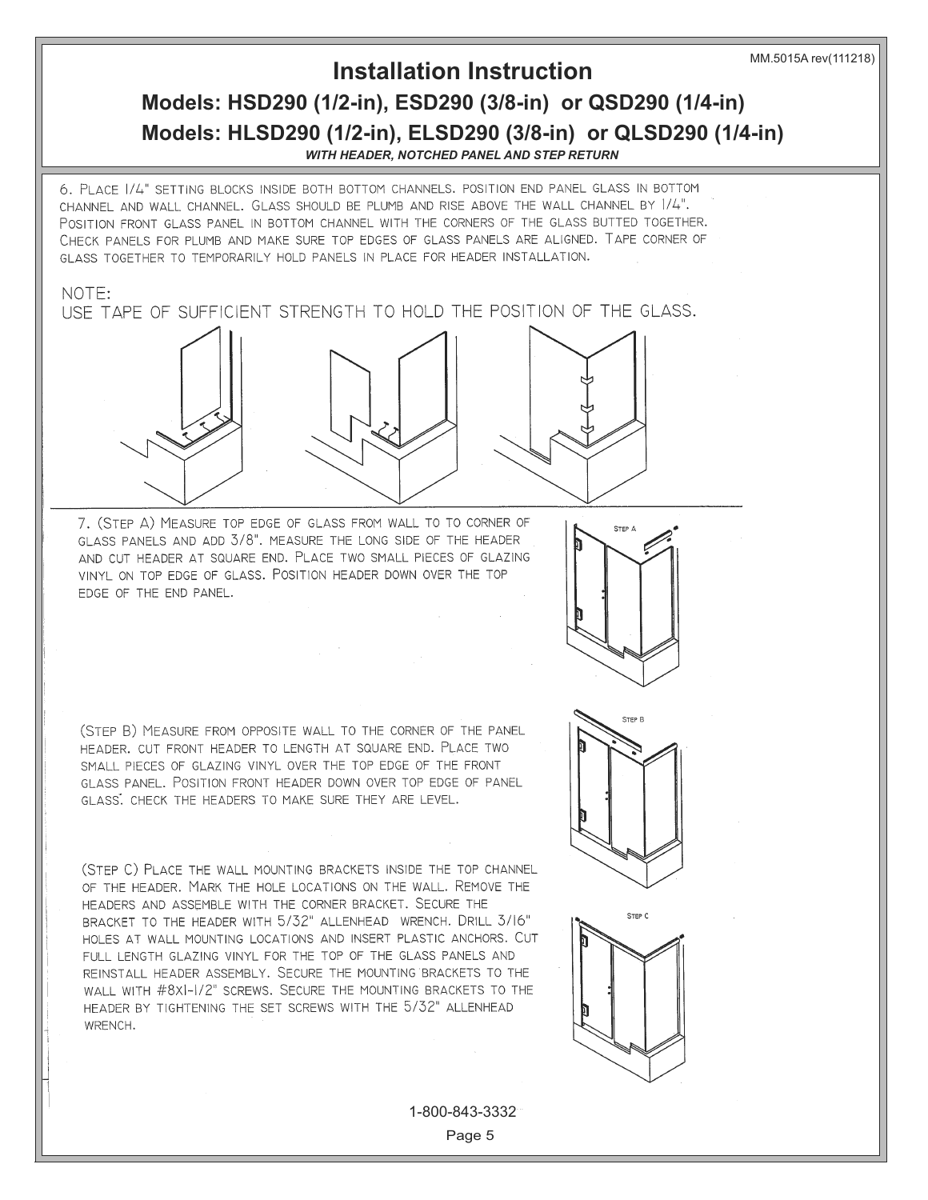# Installation Instruction

## Models: HSD290 (1/2-in), ESD290 (3/8-in) or QSD290 (1/4-in)

## Models: HLSD290 (1/2-in), ELSD290 (3/8-in) or QLSD290 (1/4-in)

***WITH HEADER, NOTCHED PANEL AND STEP RETURN***

6. PLACE 1/4" SETTING BLOCKS INSIDE BOTH BOTTOM CHANNELS. POSITION END PANEL GLASS IN BOTTOM CHANNEL AND WALL CHANNEL. GLASS SHOULD BE PLUMB AND RISE ABOVE THE WALL CHANNEL BY 1/4". POSITION FRONT GLASS PANEL IN BOTTOM CHANNEL WITH THE CORNERS OF THE GLASS BUTTED TOGETHER. CHECK PANELS FOR PLUMB AND MAKE SURE TOP EDGES OF GLASS PANELS ARE ALIGNED. TAPE CORNER OF GLASS TOGETHER TO TEMPORARILY HOLD PANELS IN PLACE FOR HEADER INSTALLATION.

NOTE:
USE TAPE OF SUFFICIENT STRENGTH TO HOLD THE POSITION OF THE GLASS.

7. (STEP A) MEASURE TOP EDGE OF GLASS FROM WALL TO TO CORNER OF GLASS PANELS AND ADD 3/8". MEASURE THE LONG SIDE OF THE HEADER AND CUT HEADER AT SQUARE END. PLACE TWO SMALL PIECES OF GLAZING VINYL ON TOP EDGE OF GLASS. POSITION HEADER DOWN OVER THE TOP EDGE OF THE END PANEL.

STEP A

(STEP B) MEASURE FROM OPPOSITE WALL TO THE CORNER OF THE PANEL HEADER. CUT FRONT HEADER TO LENGTH AT SQUARE END. PLACE TWO SMALL PIECES OF GLAZING VINYL OVER THE TOP EDGE OF THE FRONT GLASS PANEL. POSITION FRONT HEADER DOWN OVER TOP EDGE OF PANEL GLASS. CHECK THE HEADERS TO MAKE SURE THEY ARE LEVEL.

STEP B

(STEP C) PLACE THE WALL MOUNTING BRACKETS INSIDE THE TOP CHANNEL OF THE HEADER. MARK THE HOLE LOCATIONS ON THE WALL. REMOVE THE HEADERS AND ASSEMBLE WITH THE CORNER BRACKET. SECURE THE BRACKET TO THE HEADER WITH 5/32" ALLENHEAD WRENCH. DRILL 3/16" HOLES AT WALL MOUNTING LOCATIONS AND INSERT PLASTIC ANCHORS. CUT FULL LENGTH GLAZING VINYL FOR THE TOP OF THE GLASS PANELS AND REINSTALL HEADER ASSEMBLY. SECURE THE MOUNTING BRACKETS TO THE WALL WITH #8X1-1/2" SCREWS. SECURE THE MOUNTING BRACKETS TO THE HEADER BY TIGHTENING THE SET SCREWS WITH THE 5/32" ALLENHEAD WRENCH.

STEP C

1-800-843-3332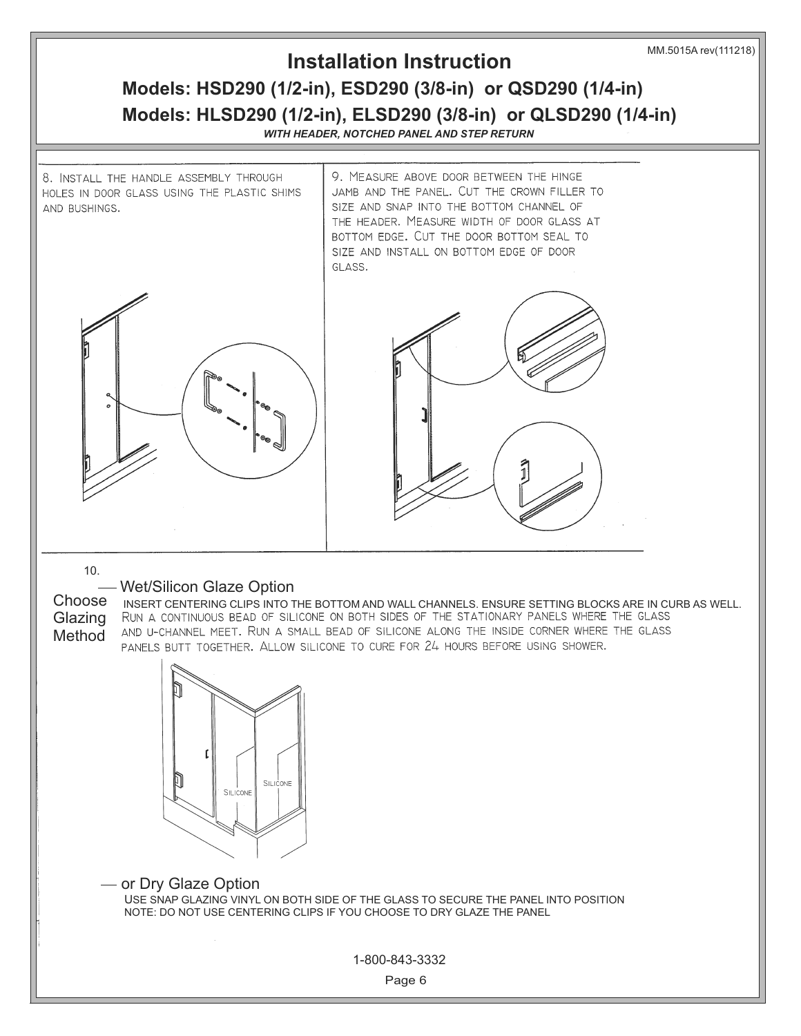MM.5015A rev(111218)

# Installation Instruction

## Models: HSD290 (1/2-in), ESD290 (3/8-in) or QSD290 (1/4-in)

## Models: HLSD290 (1/2-in), ELSD290 (3/8-in) or QLSD290 (1/4-in)

***WITH HEADER, NOTCHED PANEL AND STEP RETURN***

8. Install the handle assembly through holes in door glass using the plastic shims and bushings.

9. Measure above door between the hinge jamb and the panel. Cut the crown filler to size and snap into the bottom channel of the header. Measure width of door glass at bottom edge. Cut the door bottom seal to size and install on bottom edge of door glass.

10. Choose Glazing Method

— Wet/Silicon Glaze Option

INSERT CENTERING CLIPS INTO THE BOTTOM AND WALL CHANNELS. ENSURE SETTING BLOCKS ARE IN CURB AS WELL. Run a continuous bead of silicone on both sides of the stationary panels where the glass and u-channel meet. Run a small bead of silicone along the inside corner where the glass panels butt together. Allow silicone to cure for 24 hours before using shower.

Silicone

Silicone

— or Dry Glaze Option

USE SNAP GLAZING VINYL ON BOTH SIDE OF THE GLASS TO SECURE THE PANEL INTO POSITION
NOTE: DO NOT USE CENTERING CLIPS IF YOU CHOOSE TO DRY GLAZE THE PANEL

1-800-843-3332